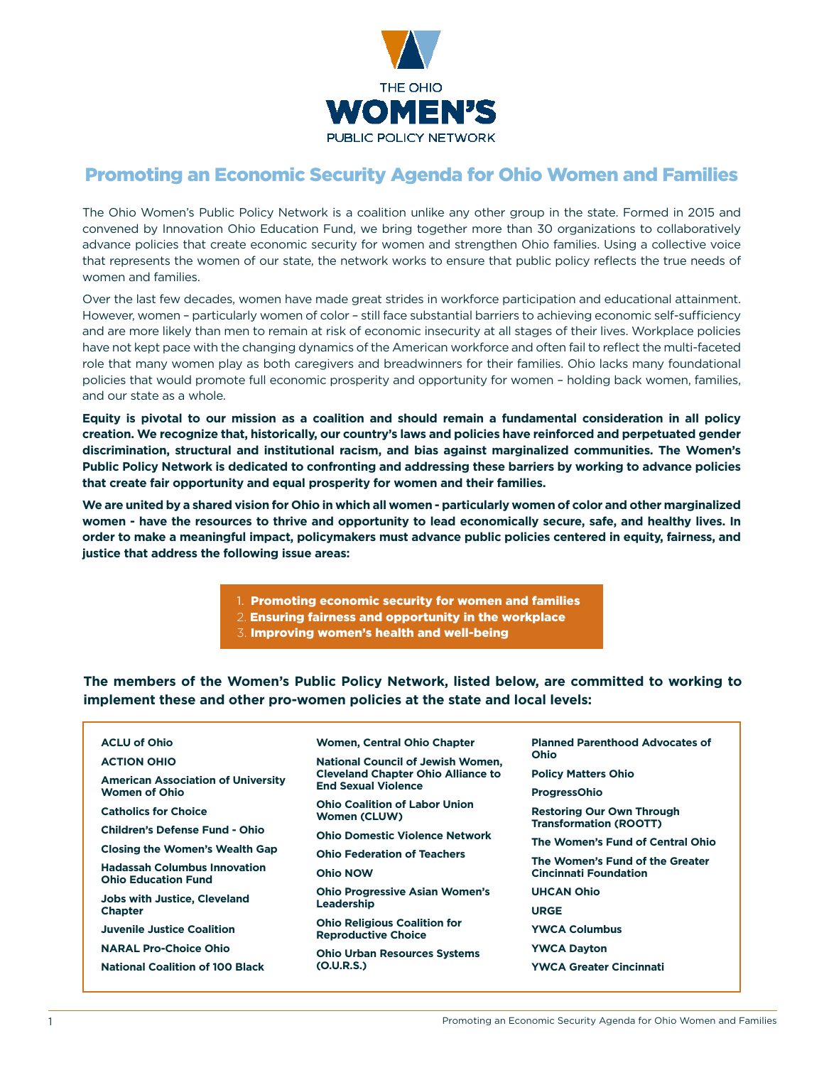THE OHIO
**WOMEN'S**
PUBLIC POLICY NETWORK

# Promoting an Economic Security Agenda for Ohio Women and Families

The Ohio Women's Public Policy Network is a coalition unlike any other group in the state. Formed in 2015 and convened by Innovation Ohio Education Fund, we bring together more than 30 organizations to collaboratively advance policies that create economic security for women and strengthen Ohio families. Using a collective voice that represents the women of our state, the network works to ensure that public policy reflects the true needs of women and families.

Over the last few decades, women have made great strides in workforce participation and educational attainment. However, women – particularly women of color – still face substantial barriers to achieving economic self-sufficiency and are more likely than men to remain at risk of economic insecurity at all stages of their lives. Workplace policies have not kept pace with the changing dynamics of the American workforce and often fail to reflect the multi-faceted role that many women play as both caregivers and breadwinners for their families. Ohio lacks many foundational policies that would promote full economic prosperity and opportunity for women – holding back women, families, and our state as a whole.

**Equity is pivotal to our mission as a coalition and should remain a fundamental consideration in all policy creation. We recognize that, historically, our country's laws and policies have reinforced and perpetuated gender discrimination, structural and institutional racism, and bias against marginalized communities. The Women's Public Policy Network is dedicated to confronting and addressing these barriers by working to advance policies that create fair opportunity and equal prosperity for women and their families.**

**We are united by a shared vision for Ohio in which all women - particularly women of color and other marginalized women - have the resources to thrive and opportunity to lead economically secure, safe, and healthy lives. In order to make a meaningful impact, policymakers must advance public policies centered in equity, fairness, and justice that address the following issue areas:**

1. **Promoting economic security for women and families**
2. **Ensuring fairness and opportunity in the workplace**
3. **Improving women's health and well-being**

**The members of the Women's Public Policy Network, listed below, are committed to working to implement these and other pro-women policies at the state and local levels:**

- **ACLU of Ohio**
- **ACTION OHIO**
- **American Association of University Women of Ohio**
- **Catholics for Choice**
- **Children's Defense Fund - Ohio**
- **Closing the Women's Wealth Gap**
- **Hadassah Columbus Innovation Ohio Education Fund**
- **Jobs with Justice, Cleveland Chapter**
- **Juvenile Justice Coalition**
- **NARAL Pro-Choice Ohio**
- **National Coalition of 100 Black Women, Central Ohio Chapter**
- **National Council of Jewish Women, Cleveland Chapter Ohio Alliance to End Sexual Violence**
- **Ohio Coalition of Labor Union Women (CLUW)**
- **Ohio Domestic Violence Network**
- **Ohio Federation of Teachers**
- **Ohio NOW**
- **Ohio Progressive Asian Women's Leadership**
- **Ohio Religious Coalition for Reproductive Choice**
- **Ohio Urban Resources Systems (O.U.R.S.)**
- **Planned Parenthood Advocates of Ohio**
- **Policy Matters Ohio**
- **ProgressOhio**
- **Restoring Our Own Through Transformation (ROOTT)**
- **The Women's Fund of Central Ohio**
- **The Women's Fund of the Greater Cincinnati Foundation**
- **UHCAN Ohio**
- **URGE**
- **YWCA Columbus**
- **YWCA Dayton**
- **YWCA Greater Cincinnati**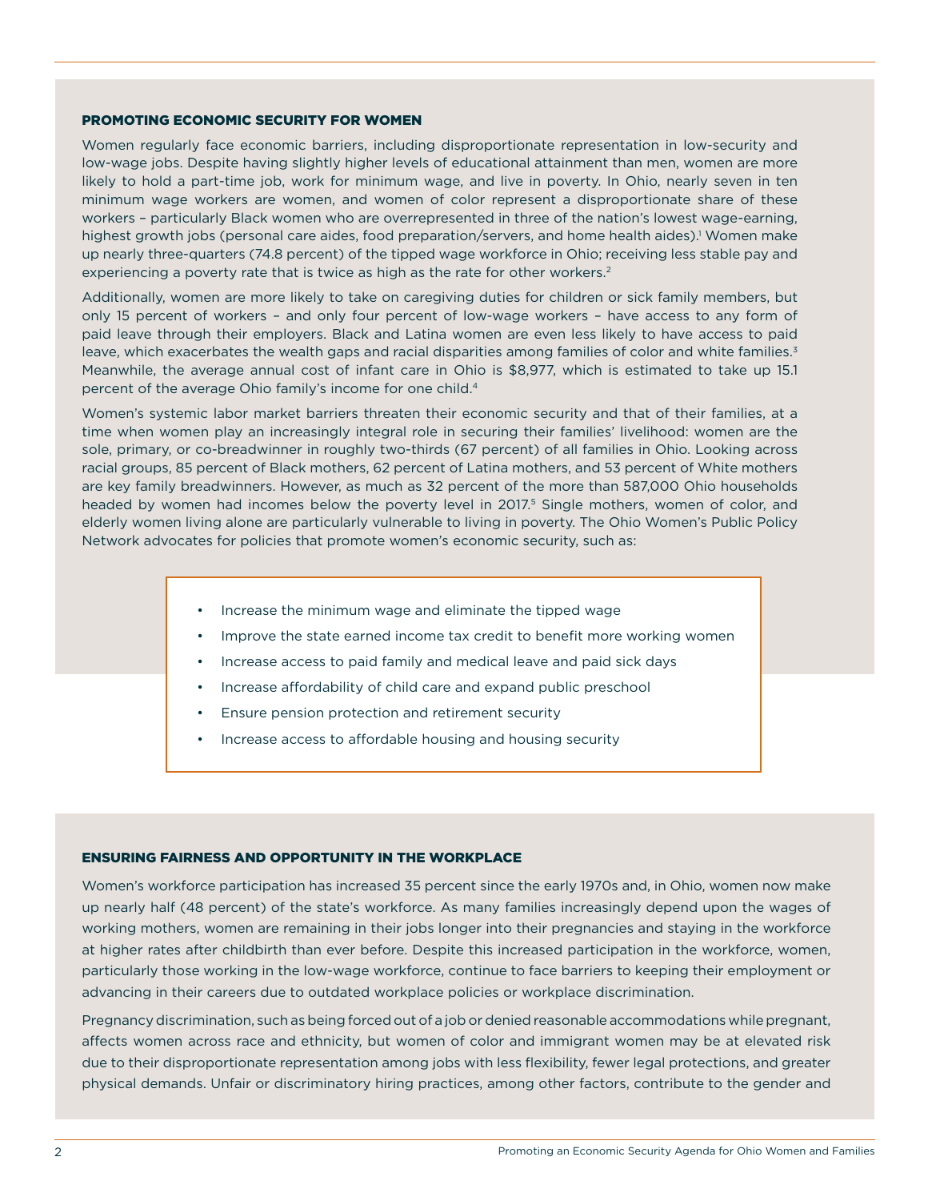## PROMOTING ECONOMIC SECURITY FOR WOMEN

Women regularly face economic barriers, including disproportionate representation in low-security and low-wage jobs. Despite having slightly higher levels of educational attainment than men, women are more likely to hold a part-time job, work for minimum wage, and live in poverty. In Ohio, nearly seven in ten minimum wage workers are women, and women of color represent a disproportionate share of these workers – particularly Black women who are overrepresented in three of the nation's lowest wage-earning, highest growth jobs (personal care aides, food preparation/servers, and home health aides).[1] Women make up nearly three-quarters (74.8 percent) of the tipped wage workforce in Ohio; receiving less stable pay and experiencing a poverty rate that is twice as high as the rate for other workers.[2]

Additionally, women are more likely to take on caregiving duties for children or sick family members, but only 15 percent of workers – and only four percent of low-wage workers – have access to any form of paid leave through their employers. Black and Latina women are even less likely to have access to paid leave, which exacerbates the wealth gaps and racial disparities among families of color and white families.[3] Meanwhile, the average annual cost of infant care in Ohio is $8,977, which is estimated to take up 15.1 percent of the average Ohio family's income for one child.[4]

Women's systemic labor market barriers threaten their economic security and that of their families, at a time when women play an increasingly integral role in securing their families' livelihood: women are the sole, primary, or co-breadwinner in roughly two-thirds (67 percent) of all families in Ohio. Looking across racial groups, 85 percent of Black mothers, 62 percent of Latina mothers, and 53 percent of White mothers are key family breadwinners. However, as much as 32 percent of the more than 587,000 Ohio households headed by women had incomes below the poverty level in 2017.[5] Single mothers, women of color, and elderly women living alone are particularly vulnerable to living in poverty. The Ohio Women's Public Policy Network advocates for policies that promote women's economic security, such as:

- Increase the minimum wage and eliminate the tipped wage
- Improve the state earned income tax credit to benefit more working women
- Increase access to paid family and medical leave and paid sick days
- Increase affordability of child care and expand public preschool
- Ensure pension protection and retirement security
- Increase access to affordable housing and housing security

## ENSURING FAIRNESS AND OPPORTUNITY IN THE WORKPLACE

Women's workforce participation has increased 35 percent since the early 1970s and, in Ohio, women now make up nearly half (48 percent) of the state's workforce. As many families increasingly depend upon the wages of working mothers, women are remaining in their jobs longer into their pregnancies and staying in the workforce at higher rates after childbirth than ever before. Despite this increased participation in the workforce, women, particularly those working in the low-wage workforce, continue to face barriers to keeping their employment or advancing in their careers due to outdated workplace policies or workplace discrimination.

Pregnancy discrimination, such as being forced out of a job or denied reasonable accommodations while pregnant, affects women across race and ethnicity, but women of color and immigrant women may be at elevated risk due to their disproportionate representation among jobs with less flexibility, fewer legal protections, and greater physical demands. Unfair or discriminatory hiring practices, among other factors, contribute to the gender and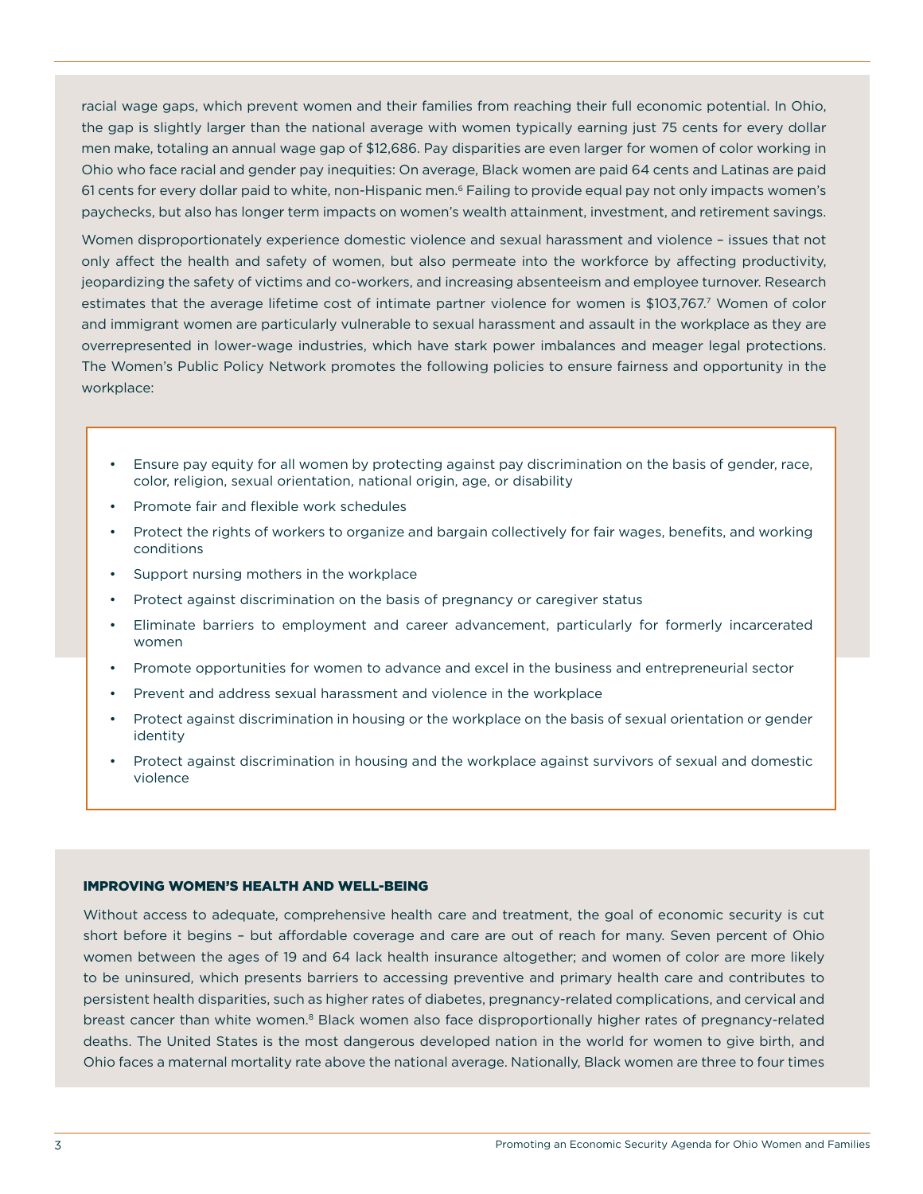racial wage gaps, which prevent women and their families from reaching their full economic potential. In Ohio, the gap is slightly larger than the national average with women typically earning just 75 cents for every dollar men make, totaling an annual wage gap of $12,686. Pay disparities are even larger for women of color working in Ohio who face racial and gender pay inequities: On average, Black women are paid 64 cents and Latinas are paid 61 cents for every dollar paid to white, non-Hispanic men.[6] Failing to provide equal pay not only impacts women's paychecks, but also has longer term impacts on women's wealth attainment, investment, and retirement savings.

Women disproportionately experience domestic violence and sexual harassment and violence – issues that not only affect the health and safety of women, but also permeate into the workforce by affecting productivity, jeopardizing the safety of victims and co-workers, and increasing absenteeism and employee turnover. Research estimates that the average lifetime cost of intimate partner violence for women is $103,767.[7] Women of color and immigrant women are particularly vulnerable to sexual harassment and assault in the workplace as they are overrepresented in lower-wage industries, which have stark power imbalances and meager legal protections. The Women's Public Policy Network promotes the following policies to ensure fairness and opportunity in the workplace:

- Ensure pay equity for all women by protecting against pay discrimination on the basis of gender, race, color, religion, sexual orientation, national origin, age, or disability
- Promote fair and flexible work schedules
- Protect the rights of workers to organize and bargain collectively for fair wages, benefits, and working conditions
- Support nursing mothers in the workplace
- Protect against discrimination on the basis of pregnancy or caregiver status
- Eliminate barriers to employment and career advancement, particularly for formerly incarcerated women
- Promote opportunities for women to advance and excel in the business and entrepreneurial sector
- Prevent and address sexual harassment and violence in the workplace
- Protect against discrimination in housing or the workplace on the basis of sexual orientation or gender identity
- Protect against discrimination in housing and the workplace against survivors of sexual and domestic violence

## IMPROVING WOMEN'S HEALTH AND WELL-BEING

Without access to adequate, comprehensive health care and treatment, the goal of economic security is cut short before it begins – but affordable coverage and care are out of reach for many. Seven percent of Ohio women between the ages of 19 and 64 lack health insurance altogether; and women of color are more likely to be uninsured, which presents barriers to accessing preventive and primary health care and contributes to persistent health disparities, such as higher rates of diabetes, pregnancy-related complications, and cervical and breast cancer than white women.[8] Black women also face disproportionally higher rates of pregnancy-related deaths. The United States is the most dangerous developed nation in the world for women to give birth, and Ohio faces a maternal mortality rate above the national average. Nationally, Black women are three to four times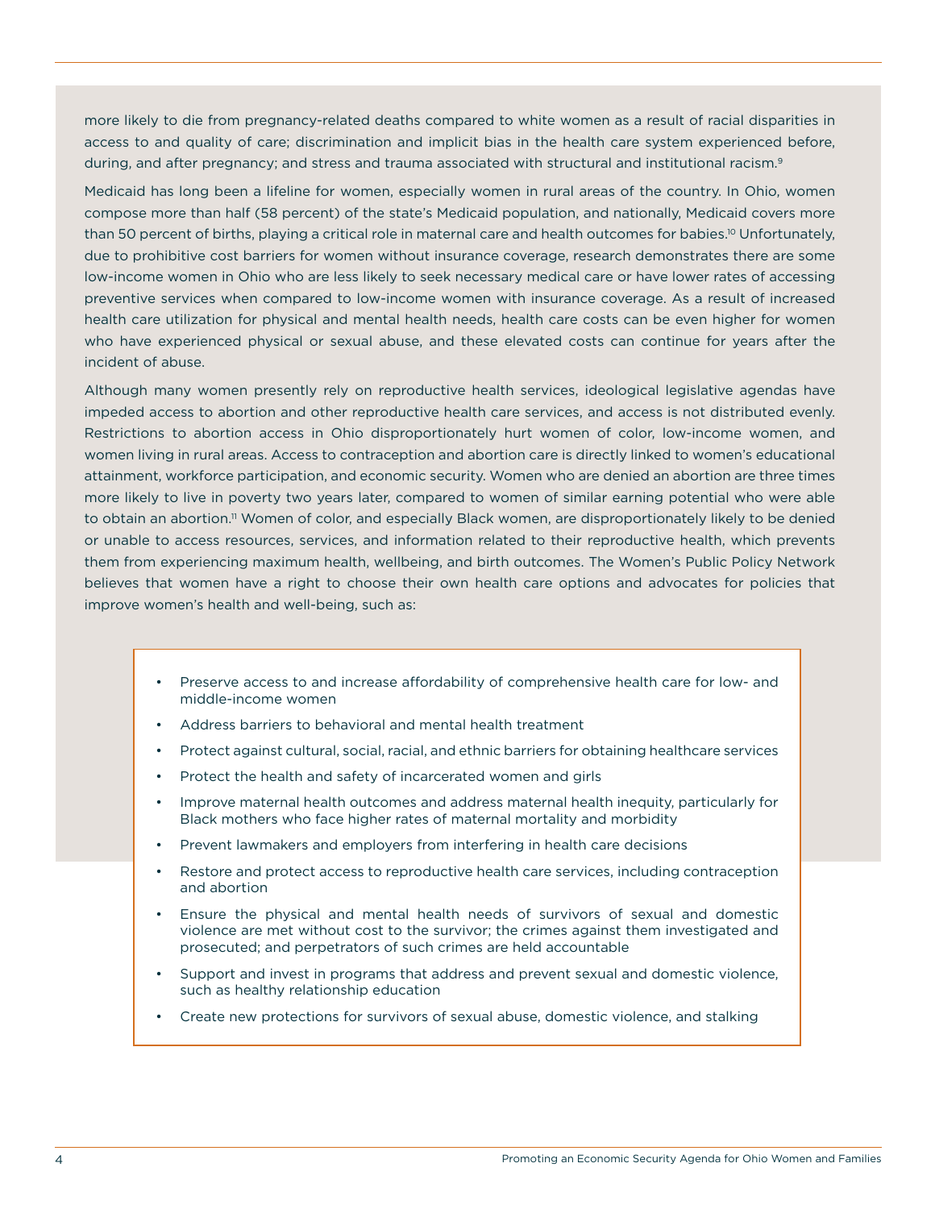more likely to die from pregnancy-related deaths compared to white women as a result of racial disparities in access to and quality of care; discrimination and implicit bias in the health care system experienced before, during, and after pregnancy; and stress and trauma associated with structural and institutional racism.[9]

Medicaid has long been a lifeline for women, especially women in rural areas of the country. In Ohio, women compose more than half (58 percent) of the state's Medicaid population, and nationally, Medicaid covers more than 50 percent of births, playing a critical role in maternal care and health outcomes for babies.[10] Unfortunately, due to prohibitive cost barriers for women without insurance coverage, research demonstrates there are some low-income women in Ohio who are less likely to seek necessary medical care or have lower rates of accessing preventive services when compared to low-income women with insurance coverage. As a result of increased health care utilization for physical and mental health needs, health care costs can be even higher for women who have experienced physical or sexual abuse, and these elevated costs can continue for years after the incident of abuse.

Although many women presently rely on reproductive health services, ideological legislative agendas have impeded access to abortion and other reproductive health care services, and access is not distributed evenly. Restrictions to abortion access in Ohio disproportionately hurt women of color, low-income women, and women living in rural areas. Access to contraception and abortion care is directly linked to women's educational attainment, workforce participation, and economic security. Women who are denied an abortion are three times more likely to live in poverty two years later, compared to women of similar earning potential who were able to obtain an abortion.[11] Women of color, and especially Black women, are disproportionately likely to be denied or unable to access resources, services, and information related to their reproductive health, which prevents them from experiencing maximum health, wellbeing, and birth outcomes. The Women's Public Policy Network believes that women have a right to choose their own health care options and advocates for policies that improve women's health and well-being, such as:

- Preserve access to and increase affordability of comprehensive health care for low- and middle-income women
- Address barriers to behavioral and mental health treatment
- Protect against cultural, social, racial, and ethnic barriers for obtaining healthcare services
- Protect the health and safety of incarcerated women and girls
- Improve maternal health outcomes and address maternal health inequity, particularly for Black mothers who face higher rates of maternal mortality and morbidity
- Prevent lawmakers and employers from interfering in health care decisions
- Restore and protect access to reproductive health care services, including contraception and abortion
- Ensure the physical and mental health needs of survivors of sexual and domestic violence are met without cost to the survivor; the crimes against them investigated and prosecuted; and perpetrators of such crimes are held accountable
- Support and invest in programs that address and prevent sexual and domestic violence, such as healthy relationship education
- Create new protections for survivors of sexual abuse, domestic violence, and stalking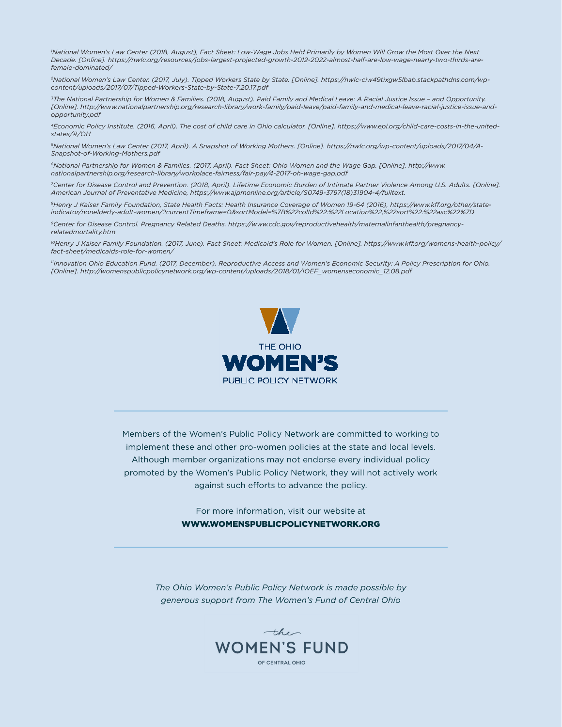[1] *National Women's Law Center (2018, August), Fact Sheet: Low-Wage Jobs Held Primarily by Women Will Grow the Most Over the Next Decade. [Online]. https://nwlc.org/resources/jobs-largest-projected-growth-2012-2022-almost-half-are-low-wage-nearly-two-thirds-are-female-dominated/*

[2] *National Women's Law Center. (2017, July). Tipped Workers State by State. [Online]. https://nwlc-ciw49tixgw5lbab.stackpathdns.com/wp-content/uploads/2017/07/Tipped-Workers-State-by-State-7.20.17.pdf*

[3] *The National Partnership for Women & Families. (2018, August). Paid Family and Medical Leave: A Racial Justice Issue – and Opportunity. [Online]. http://www.nationalpartnership.org/research-library/work-family/paid-leave/paid-family-and-medical-leave-racial-justice-issue-and-opportunity.pdf*

[4] *Economic Policy Institute. (2016, April). The cost of child care in Ohio calculator. [Online]. https://www.epi.org/child-care-costs-in-the-united-states/#/OH*

[5] *National Women's Law Center (2017, April). A Snapshot of Working Mothers. [Online]. https://nwlc.org/wp-content/uploads/2017/04/A-Snapshot-of-Working-Mothers.pdf*

[6] *National Partnership for Women & Families. (2017, April). Fact Sheet: Ohio Women and the Wage Gap. [Online]. http://www.nationalpartnership.org/research-library/workplace-fairness/fair-pay/4-2017-oh-wage-gap.pdf*

[7] *Center for Disease Control and Prevention. (2018, April). Lifetime Economic Burden of Intimate Partner Violence Among U.S. Adults. [Online]. American Journal of Preventative Medicine, https://www.ajpmonline.org/article/S0749-3797(18)31904-4/fulltext.*

[8] *Henry J Kaiser Family Foundation, State Health Facts: Health Insurance Coverage of Women 19-64 (2016), https://www.kff.org/other/state-indicator/nonelderly-adult-women/?currentTimeframe=0&sortModel=%7B%22colId%22:%22Location%22,%22sort%22:%22asc%22%7D*

[9] *Center for Disease Control. Pregnancy Related Deaths. https://www.cdc.gov/reproductivehealth/maternalinfanthealth/pregnancy-relatedmortality.htm*

[10] *Henry J Kaiser Family Foundation. (2017, June). Fact Sheet: Medicaid's Role for Women. [Online]. https://www.kff.org/womens-health-policy/fact-sheet/medicaids-role-for-women/*

[11] *Innovation Ohio Education Fund. (2017, December). Reproductive Access and Women's Economic Security: A Policy Prescription for Ohio. [Online]. http://womenspublicpolicynetwork.org/wp-content/uploads/2018/01/IOEF_womenseconomic_12.08.pdf*

THE OHIO
**WOMEN'S**
PUBLIC POLICY NETWORK

---

Members of the Women's Public Policy Network are committed to working to implement these and other pro-women policies at the state and local levels. Although member organizations may not endorse every individual policy promoted by the Women's Public Policy Network, they will not actively work against such efforts to advance the policy.

For more information, visit our website at
**WWW.WOMENSPUBLICPOLICYNETWORK.ORG**

---

*The Ohio Women's Public Policy Network is made possible by generous support from The Women's Fund of Central Ohio*

the
WOMEN'S FUND
OF CENTRAL OHIO